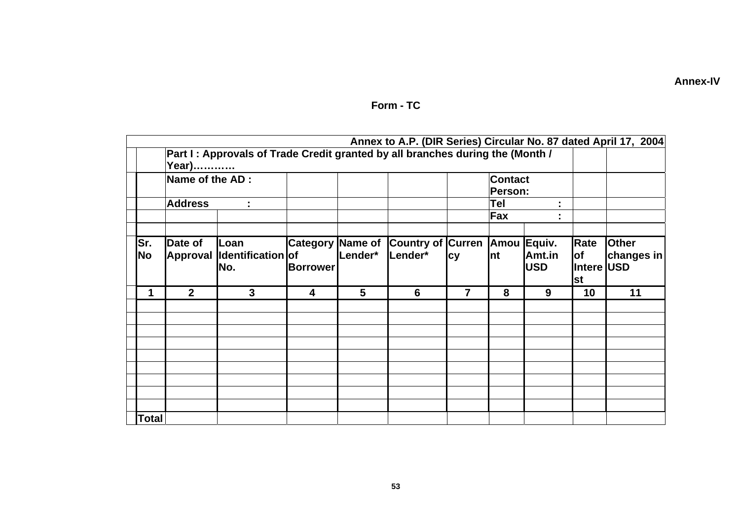**Annex-IV**

## Form - TC

| | | | | | | | | | | |
|---|---|---|---|---|---|---|---|---|---|---|
| **Annex to A.P. (DIR Series) Circular No. 87 dated April 17, 2004** | | | | | | | | | | |
| | **Part I : Approvals of Trade Credit granted by all branches during the (Month / Year)…………** | | | | | | | | | |
| | **Name of the AD :** | | | | | | **Contact Person:** | | | |
| | **Address :** | | | | | | **Tel :** | | | |
| | | | | | | | **Fax :** | | | |
| | | | | | | | | | | |
| **Sr. No** | **Date of Approval** | **Loan Identification No.** | **Category of Borrower** | **Name of Lender*** | **Country of Lender*** | **Currency** | **Amount** | **Equiv. Amt.in USD** | **Rate of Interest** | **Other changes in USD** |
| **1** | **2** | **3** | **4** | **5** | **6** | **7** | **8** | **9** | **10** | **11** |
| | | | | | | | | | | |
| | | | | | | | | | | |
| | | | | | | | | | | |
| | | | | | | | | | | |
| | | | | | | | | | | |
| | | | | | | | | | | |
| | | | | | | | | | | |
| | | | | | | | | | | |
| | | | | | | | | | | |
| **Total** | | | | | | | | | | |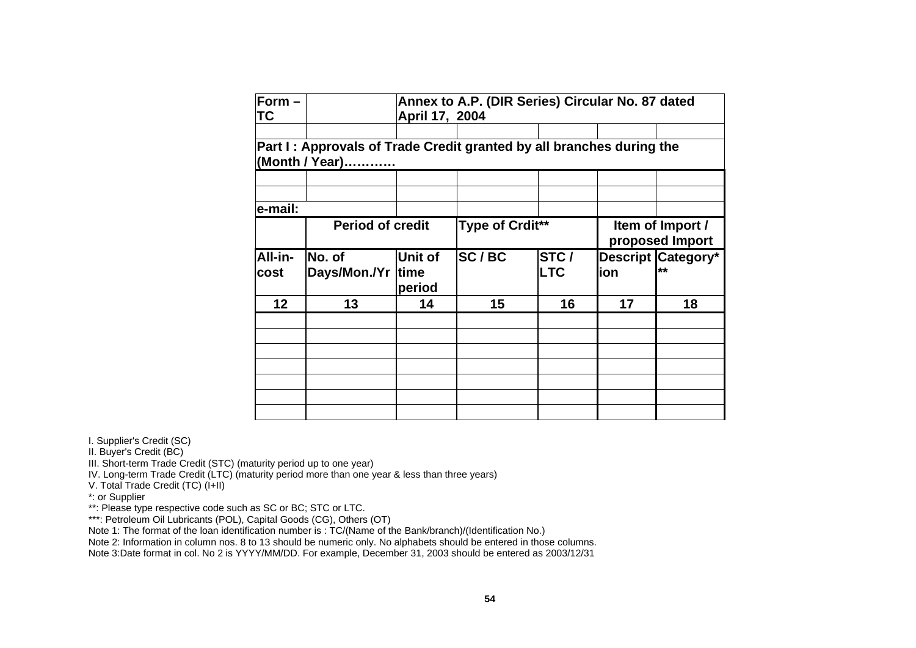| Form – TC | | Annex to A.P. (DIR Series) Circular No. 87 dated April 17, 2004 | | | | |
|---|---|---|---|---|---|---|
| | | | | | | |
| Part I : Approvals of Trade Credit granted by all branches during the (Month / Year)………… | | | | | | |
| | | | | | | |
| | | | | | | |
| e-mail: | | | | | | |
| | Period of credit | | Type of Crdit** | | Item of Import / proposed Import | |
| All-in-cost | No. of Days/Mon./Yr | Unit of time period | SC / BC | STC / LTC | Description | Category*** |
| 12 | 13 | 14 | 15 | 16 | 17 | 18 |
| | | | | | | |
| | | | | | | |
| | | | | | | |
| | | | | | | |
| | | | | | | |
| | | | | | | |
| | | | | | | |

I. Supplier's Credit (SC)
II. Buyer's Credit (BC)
III. Short-term Trade Credit (STC) (maturity period up to one year)
IV. Long-term Trade Credit (LTC) (maturity period more than one year & less than three years)
V. Total Trade Credit (TC) (I+II)
*: or Supplier
**: Please type respective code such as SC or BC; STC or LTC.
***: Petroleum Oil Lubricants (POL), Capital Goods (CG), Others (OT)
Note 1: The format of the loan identification number is : TC/(Name of the Bank/branch)/(Identification No.)
Note 2: Information in column nos. 8 to 13 should be numeric only. No alphabets should be entered in those columns.
Note 3:Date format in col. No 2 is YYYY/MM/DD. For example, December 31, 2003 should be entered as 2003/12/31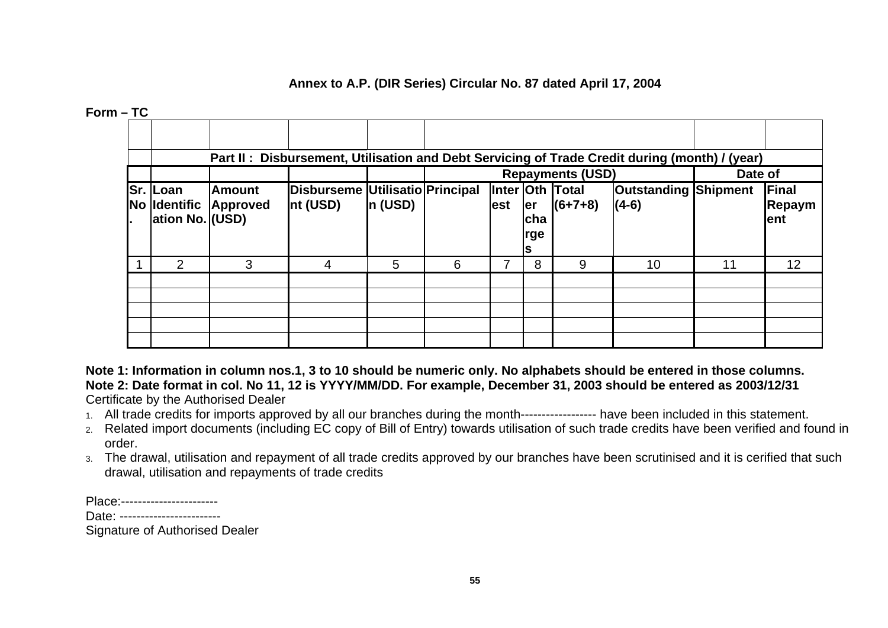**Annex to A.P. (DIR Series) Circular No. 87 dated April 17, 2004**

**Form – TC**

| | | | | | | | | | | | |
|---|---|---|---|---|---|---|---|---|---|---|---|
| | **Part II : Disbursement, Utilisation and Debt Servicing of Trade Credit during (month) / (year)** | | | | | | | | | | |
| | | | | | **Repayments (USD)** | | | | | **Date of** | |
| **Sr. No.** | **Loan Identification No.** | **Amount Approved (USD)** | **Disbursement (USD)** | **Utilisation (USD)** | **Principal** | **Interest** | **Other charges** | **Total (6+7+8)** | **Outstanding (4-6)** | **Shipment** | **Final Repayment** |
| 1 | 2 | 3 | 4 | 5 | 6 | 7 | 8 | 9 | 10 | 11 | 12 |
| | | | | | | | | | | | |
| | | | | | | | | | | | |
| | | | | | | | | | | | |
| | | | | | | | | | | | |
| | | | | | | | | | | | |

**Note 1: Information in column nos.1, 3 to 10 should be numeric only. No alphabets should be entered in those columns.**
**Note 2: Date format in col. No 11, 12 is YYYY/MM/DD. For example, December 31, 2003 should be entered as 2003/12/31**

Certificate by the Authorised Dealer

1. All trade credits for imports approved by all our branches during the month------------------ have been included in this statement.
2. Related import documents (including EC copy of Bill of Entry) towards utilisation of such trade credits have been verified and found in order.
3. The drawal, utilisation and repayment of all trade credits approved by our branches have been scrutinised and it is cerified that such drawal, utilisation and repayments of trade credits

Place:-----------------------
Date: -----------------------
Signature of Authorised Dealer